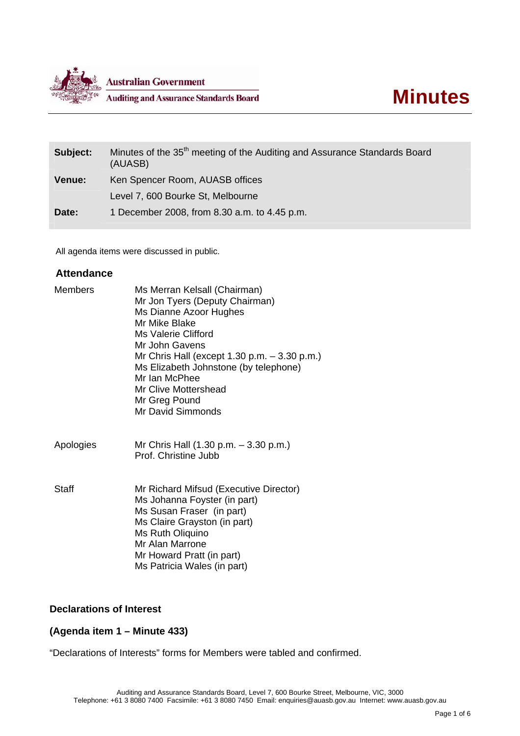Australian Government

Auditing and Assurance Standards Board

# Minutes

| | |
|---|---|
| **Subject:** | Minutes of the 35th meeting of the Auditing and Assurance Standards Board (AUASB) |
| **Venue:** | Ken Spencer Room, AUASB offices |
| | Level 7, 600 Bourke St, Melbourne |
| **Date:** | 1 December 2008, from 8.30 a.m. to 4.45 p.m. |

All agenda items were discussed in public.

## Attendance

| | |
|---|---|
| Members | Ms Merran Kelsall (Chairman)<br>Mr Jon Tyers (Deputy Chairman)<br>Ms Dianne Azoor Hughes<br>Mr Mike Blake<br>Ms Valerie Clifford<br>Mr John Gavens<br>Mr Chris Hall (except 1.30 p.m. – 3.30 p.m.)<br>Ms Elizabeth Johnstone (by telephone)<br>Mr Ian McPhee<br>Mr Clive Mottershead<br>Mr Greg Pound<br>Mr David Simmonds |
| Apologies | Mr Chris Hall (1.30 p.m. – 3.30 p.m.)<br>Prof. Christine Jubb |
| Staff | Mr Richard Mifsud (Executive Director)<br>Ms Johanna Foyster (in part)<br>Ms Susan Fraser (in part)<br>Ms Claire Grayston (in part)<br>Ms Ruth Oliquino<br>Mr Alan Marrone<br>Mr Howard Pratt (in part)<br>Ms Patricia Wales (in part) |

## Declarations of Interest

### (Agenda item 1 – Minute 433)

"Declarations of Interests" forms for Members were tabled and confirmed.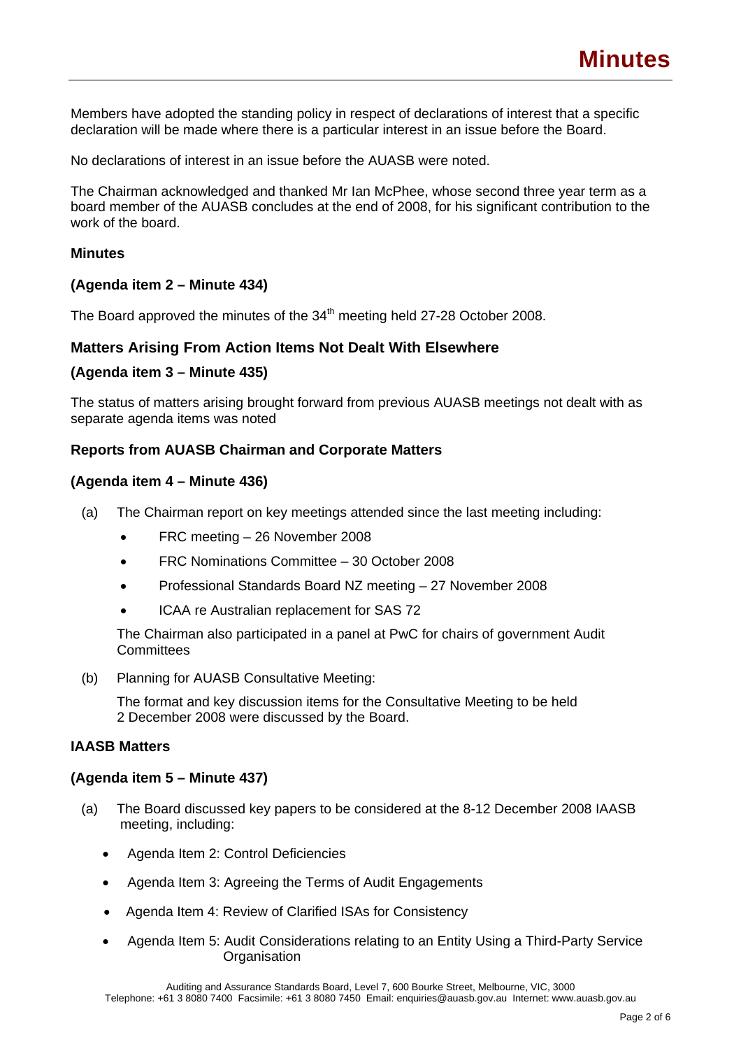Members have adopted the standing policy in respect of declarations of interest that a specific declaration will be made where there is a particular interest in an issue before the Board.

No declarations of interest in an issue before the AUASB were noted.

The Chairman acknowledged and thanked Mr Ian McPhee, whose second three year term as a board member of the AUASB concludes at the end of 2008, for his significant contribution to the work of the board.

**Minutes**

**(Agenda item 2 – Minute 434)**

The Board approved the minutes of the 34th meeting held 27-28 October 2008.

### Matters Arising From Action Items Not Dealt With Elsewhere

**(Agenda item 3 – Minute 435)**

The status of matters arising brought forward from previous AUASB meetings not dealt with as separate agenda items was noted

### Reports from AUASB Chairman and Corporate Matters

**(Agenda item 4 – Minute 436)**

(a) The Chairman report on key meetings attended since the last meeting including:

- FRC meeting – 26 November 2008
- FRC Nominations Committee – 30 October 2008
- Professional Standards Board NZ meeting – 27 November 2008
- ICAA re Australian replacement for SAS 72

The Chairman also participated in a panel at PwC for chairs of government Audit Committees

(b) Planning for AUASB Consultative Meeting:

The format and key discussion items for the Consultative Meeting to be held 2 December 2008 were discussed by the Board.

**IAASB Matters**

**(Agenda item 5 – Minute 437)**

(a) The Board discussed key papers to be considered at the 8-12 December 2008 IAASB meeting, including:

- Agenda Item 2: Control Deficiencies
- Agenda Item 3: Agreeing the Terms of Audit Engagements
- Agenda Item 4: Review of Clarified ISAs for Consistency
- Agenda Item 5: Audit Considerations relating to an Entity Using a Third-Party Service Organisation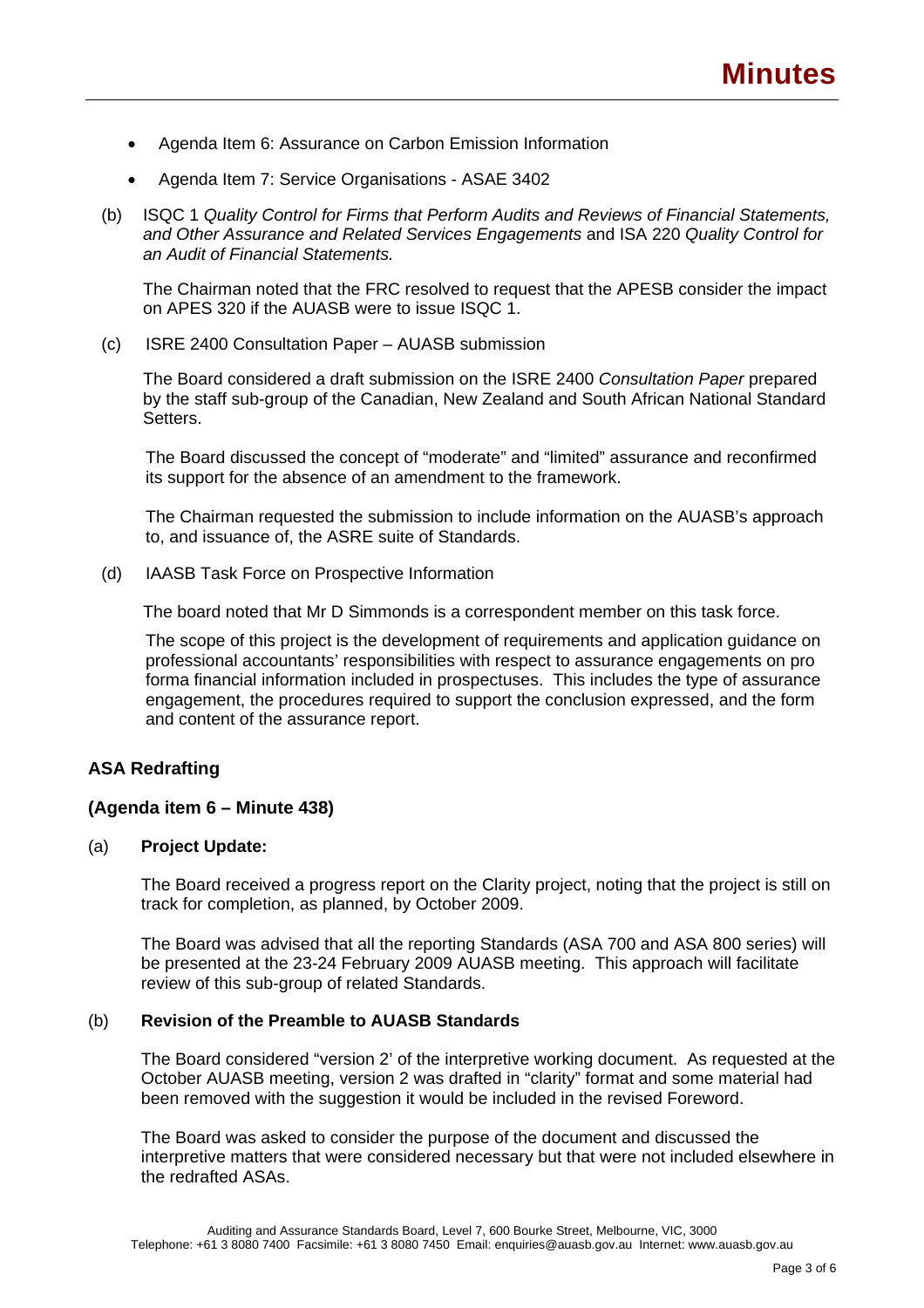- Agenda Item 6: Assurance on Carbon Emission Information
- Agenda Item 7: Service Organisations - ASAE 3402

(b) ISQC 1 *Quality Control for Firms that Perform Audits and Reviews of Financial Statements, and Other Assurance and Related Services Engagements* and ISA 220 *Quality Control for an Audit of Financial Statements.*

The Chairman noted that the FRC resolved to request that the APESB consider the impact on APES 320 if the AUASB were to issue ISQC 1.

(c) ISRE 2400 Consultation Paper – AUASB submission

The Board considered a draft submission on the ISRE 2400 *Consultation Paper* prepared by the staff sub-group of the Canadian, New Zealand and South African National Standard Setters.

The Board discussed the concept of "moderate" and "limited" assurance and reconfirmed its support for the absence of an amendment to the framework.

The Chairman requested the submission to include information on the AUASB's approach to, and issuance of, the ASRE suite of Standards.

(d) IAASB Task Force on Prospective Information

The board noted that Mr D Simmonds is a correspondent member on this task force.

The scope of this project is the development of requirements and application guidance on professional accountants' responsibilities with respect to assurance engagements on pro forma financial information included in prospectuses. This includes the type of assurance engagement, the procedures required to support the conclusion expressed, and the form and content of the assurance report.

## ASA Redrafting

### (Agenda item 6 – Minute 438)

(a) **Project Update:**

The Board received a progress report on the Clarity project, noting that the project is still on track for completion, as planned, by October 2009.

The Board was advised that all the reporting Standards (ASA 700 and ASA 800 series) will be presented at the 23-24 February 2009 AUASB meeting. This approach will facilitate review of this sub-group of related Standards.

(b) **Revision of the Preamble to AUASB Standards**

The Board considered "version 2' of the interpretive working document. As requested at the October AUASB meeting, version 2 was drafted in "clarity" format and some material had been removed with the suggestion it would be included in the revised Foreword.

The Board was asked to consider the purpose of the document and discussed the interpretive matters that were considered necessary but that were not included elsewhere in the redrafted ASAs.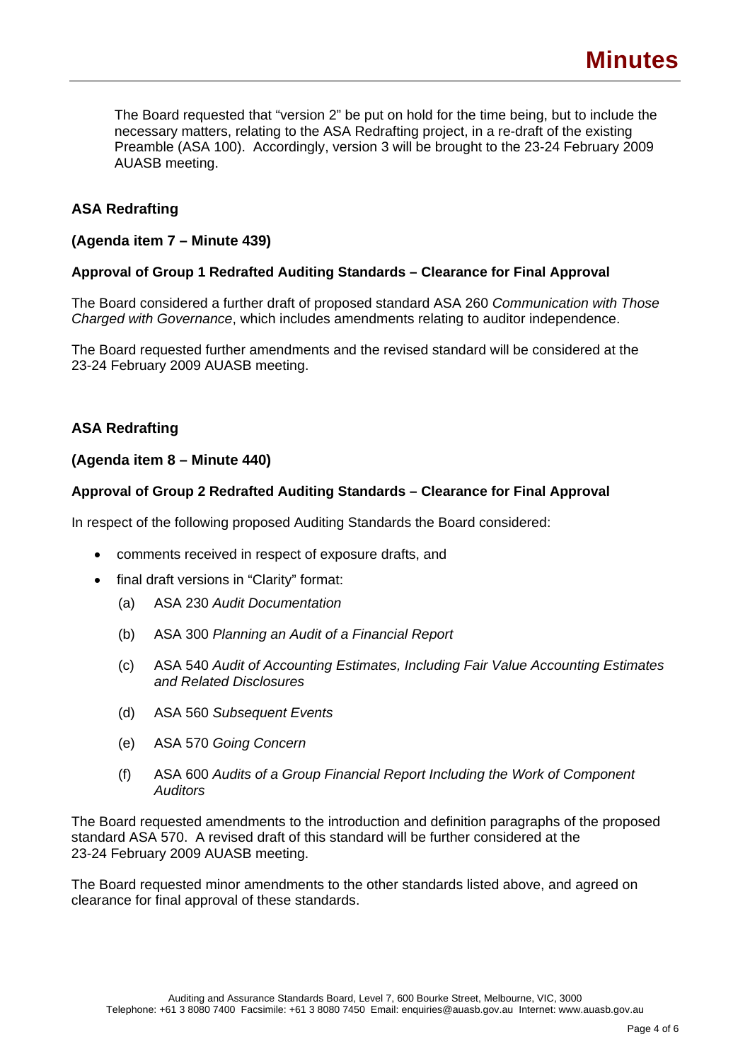The Board requested that "version 2" be put on hold for the time being, but to include the necessary matters, relating to the ASA Redrafting project, in a re-draft of the existing Preamble (ASA 100). Accordingly, version 3 will be brought to the 23-24 February 2009 AUASB meeting.

## ASA Redrafting

### (Agenda item 7 – Minute 439)

**Approval of Group 1 Redrafted Auditing Standards – Clearance for Final Approval**

The Board considered a further draft of proposed standard ASA 260 *Communication with Those Charged with Governance*, which includes amendments relating to auditor independence.

The Board requested further amendments and the revised standard will be considered at the 23-24 February 2009 AUASB meeting.

## ASA Redrafting

### (Agenda item 8 – Minute 440)

**Approval of Group 2 Redrafted Auditing Standards – Clearance for Final Approval**

In respect of the following proposed Auditing Standards the Board considered:

- comments received in respect of exposure drafts, and
- final draft versions in "Clarity" format:
  - (a) ASA 230 *Audit Documentation*
  - (b) ASA 300 *Planning an Audit of a Financial Report*
  - (c) ASA 540 *Audit of Accounting Estimates, Including Fair Value Accounting Estimates and Related Disclosures*
  - (d) ASA 560 *Subsequent Events*
  - (e) ASA 570 *Going Concern*
  - (f) ASA 600 *Audits of a Group Financial Report Including the Work of Component Auditors*

The Board requested amendments to the introduction and definition paragraphs of the proposed standard ASA 570. A revised draft of this standard will be further considered at the 23-24 February 2009 AUASB meeting.

The Board requested minor amendments to the other standards listed above, and agreed on clearance for final approval of these standards.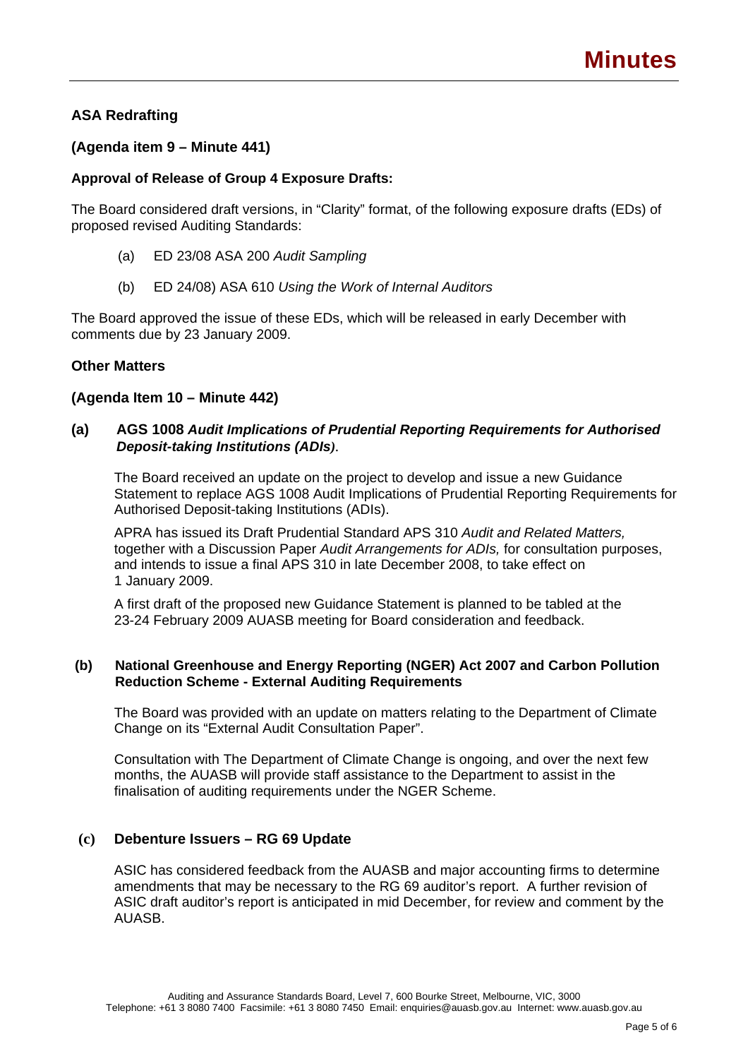## ASA Redrafting

### (Agenda item 9 – Minute 441)

### Approval of Release of Group 4 Exposure Drafts:

The Board considered draft versions, in "Clarity" format, of the following exposure drafts (EDs) of proposed revised Auditing Standards:

(a) ED 23/08 ASA 200 *Audit Sampling*

(b) ED 24/08) ASA 610 *Using the Work of Internal Auditors*

The Board approved the issue of these EDs, which will be released in early December with comments due by 23 January 2009.

## Other Matters

### (Agenda Item 10 – Minute 442)

### (a) AGS 1008 *Audit Implications of Prudential Reporting Requirements for Authorised Deposit-taking Institutions (ADIs)*.

The Board received an update on the project to develop and issue a new Guidance Statement to replace AGS 1008 Audit Implications of Prudential Reporting Requirements for Authorised Deposit-taking Institutions (ADIs).

APRA has issued its Draft Prudential Standard APS 310 *Audit and Related Matters,* together with a Discussion Paper *Audit Arrangements for ADIs,* for consultation purposes, and intends to issue a final APS 310 in late December 2008, to take effect on 1 January 2009.

A first draft of the proposed new Guidance Statement is planned to be tabled at the 23-24 February 2009 AUASB meeting for Board consideration and feedback.

### (b) National Greenhouse and Energy Reporting (NGER) Act 2007 and Carbon Pollution Reduction Scheme - External Auditing Requirements

The Board was provided with an update on matters relating to the Department of Climate Change on its "External Audit Consultation Paper".

Consultation with The Department of Climate Change is ongoing, and over the next few months, the AUASB will provide staff assistance to the Department to assist in the finalisation of auditing requirements under the NGER Scheme.

### (c) Debenture Issuers – RG 69 Update

ASIC has considered feedback from the AUASB and major accounting firms to determine amendments that may be necessary to the RG 69 auditor's report. A further revision of ASIC draft auditor's report is anticipated in mid December, for review and comment by the AUASB.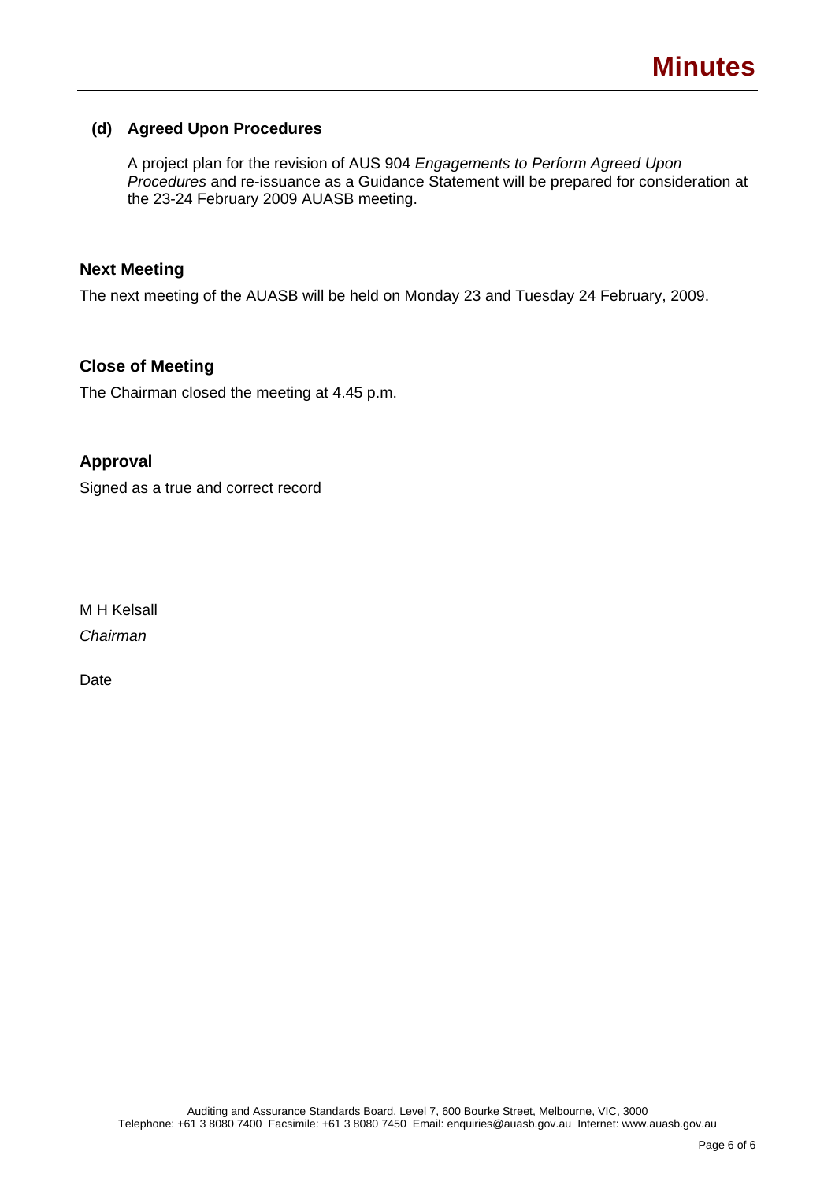### (d) Agreed Upon Procedures

A project plan for the revision of AUS 904 *Engagements to Perform Agreed Upon Procedures* and re-issuance as a Guidance Statement will be prepared for consideration at the 23-24 February 2009 AUASB meeting.

## Next Meeting

The next meeting of the AUASB will be held on Monday 23 and Tuesday 24 February, 2009.

## Close of Meeting

The Chairman closed the meeting at 4.45 p.m.

## Approval

Signed as a true and correct record

M H Kelsall

*Chairman*

Date